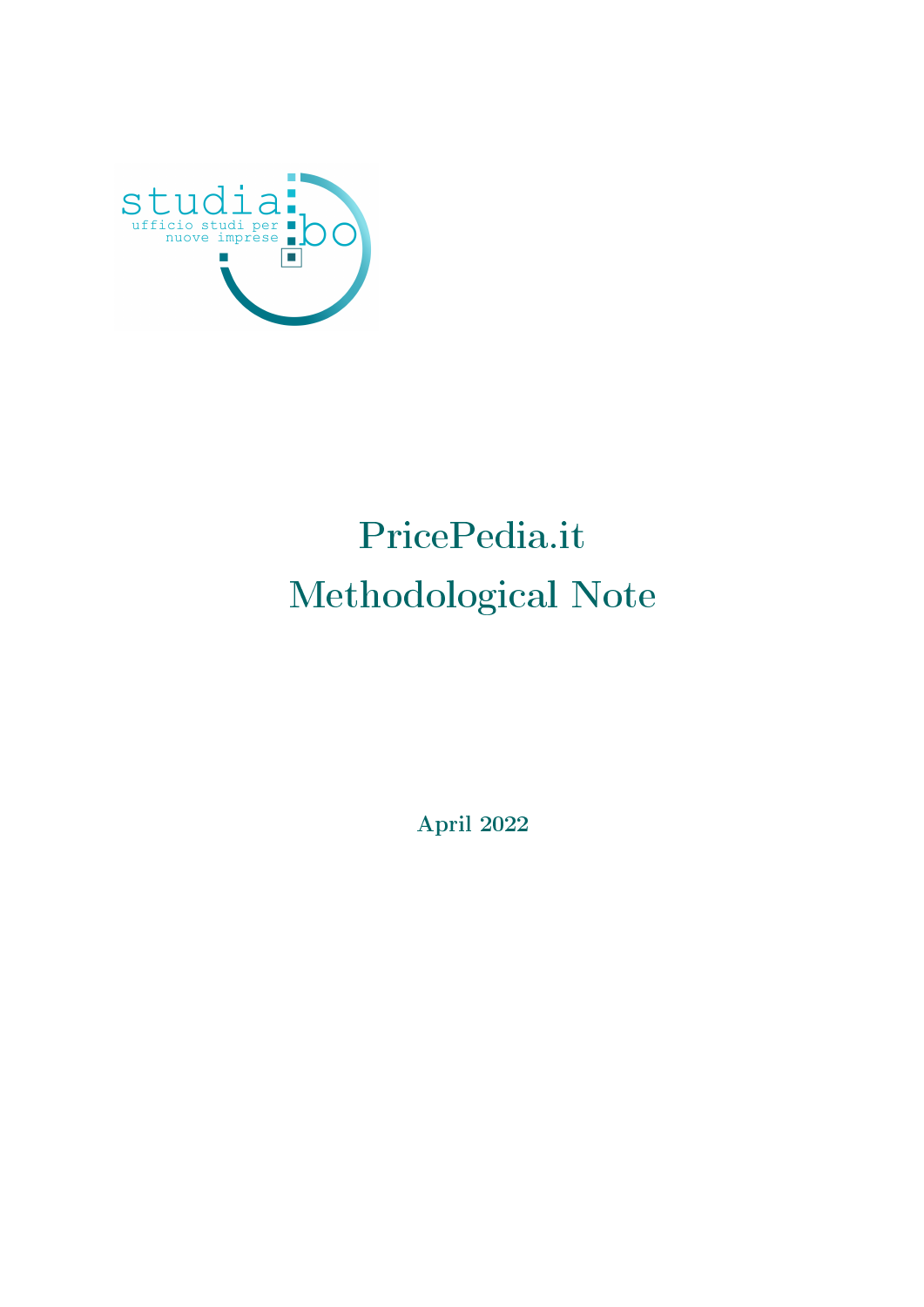studia bo
ufficio studi per nuove imprese

# PricePedia.it
# Methodological Note

**April 2022**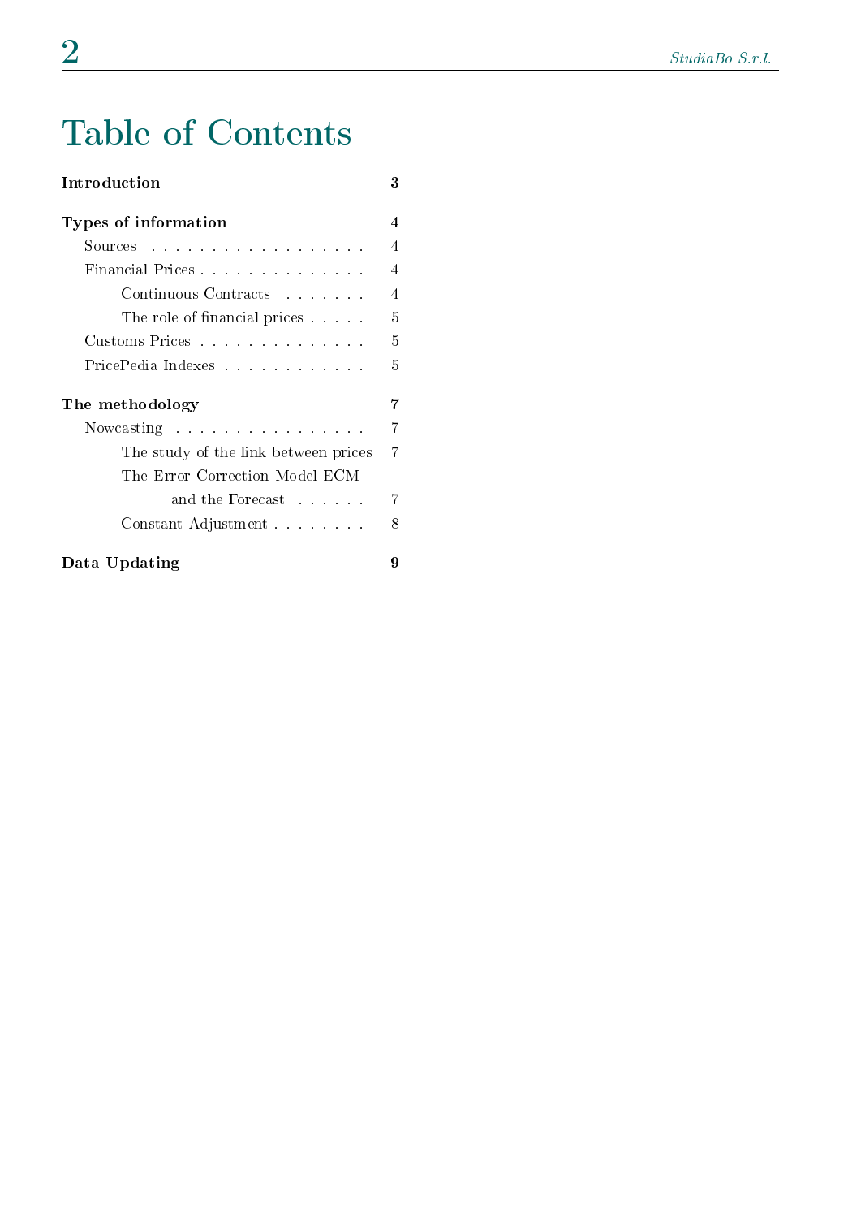# Table of Contents

**Introduction** 3

**Types of information** 4

- Sources 4
- Financial Prices 4
  - Continuous Contracts 4
  - The role of financial prices 5
- Customs Prices 5
- PricePedia Indexes 5

**The methodology** 7

- Nowcasting 7
  - The study of the link between prices 7
  - The Error Correction Model-ECM and the Forecast 7
  - Constant Adjustment 8

**Data Updating** 9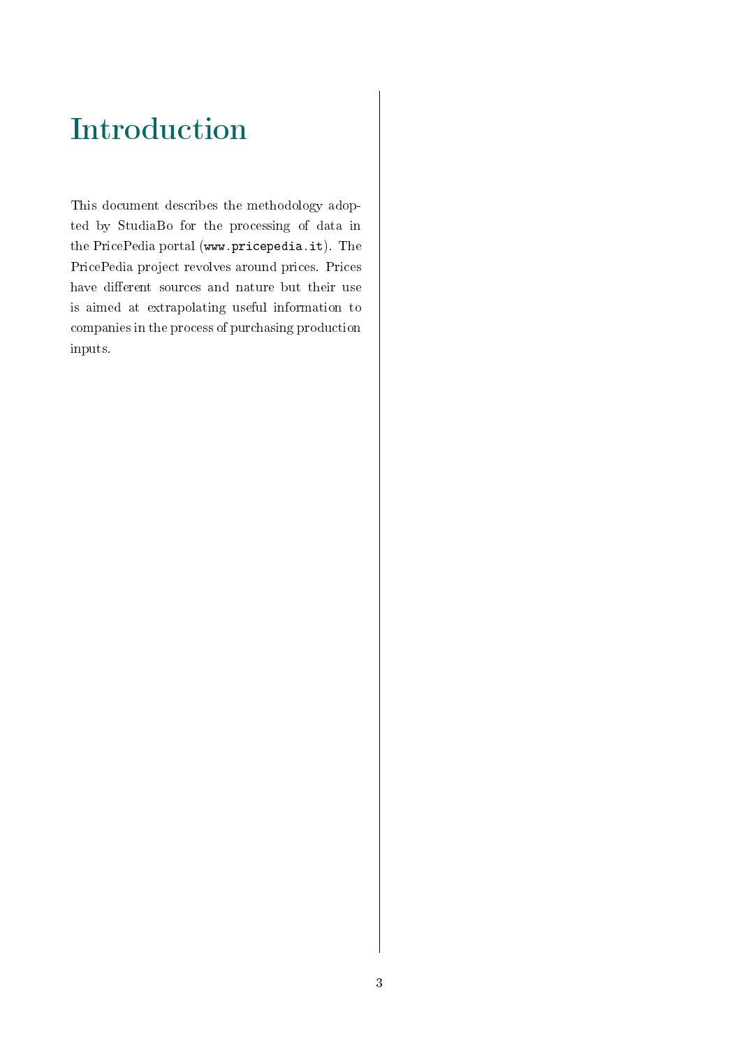# Introduction

This document describes the methodology adopted by StudiaBo for the processing of data in the PricePedia portal (`www.pricepedia.it`). The PricePedia project revolves around prices. Prices have different sources and nature but their use is aimed at extrapolating useful information to companies in the process of purchasing production inputs.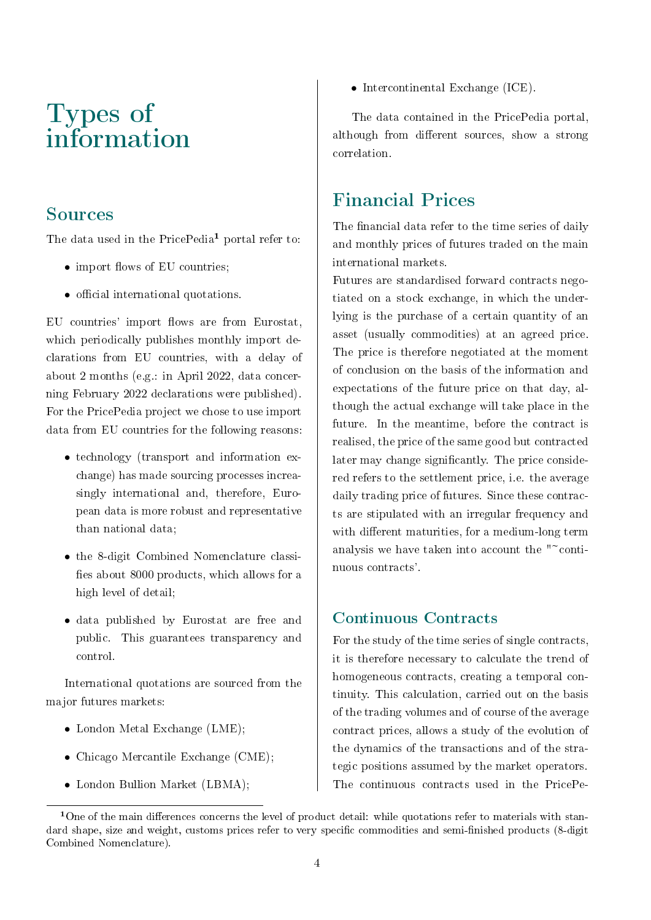# Types of information

## Sources

The data used in the PricePedia[1] portal refer to:

- import flows of EU countries;
- official international quotations.

EU countries' import flows are from Eurostat, which periodically publishes monthly import declarations from EU countries, with a delay of about 2 months (e.g.: in April 2022, data concerning February 2022 declarations were published). For the PricePedia project we chose to use import data from EU countries for the following reasons:

- technology (transport and information exchange) has made sourcing processes increasingly international and, therefore, European data is more robust and representative than national data;
- the 8-digit Combined Nomenclature classifies about 8000 products, which allows for a high level of detail;
- data published by Eurostat are free and public. This guarantees transparency and control.

International quotations are sourced from the major futures markets:

- London Metal Exchange (LME);
- Chicago Mercantile Exchange (CME);
- London Bullion Market (LBMA);
- Intercontinental Exchange (ICE).

The data contained in the PricePedia portal, although from different sources, show a strong correlation.

## Financial Prices

The financial data refer to the time series of daily and monthly prices of futures traded on the main international markets.

Futures are standardised forward contracts negotiated on a stock exchange, in which the underlying is the purchase of a certain quantity of an asset (usually commodities) at an agreed price. The price is therefore negotiated at the moment of conclusion on the basis of the information and expectations of the future price on that day, although the actual exchange will take place in the future. In the meantime, before the contract is realised, the price of the same good but contracted later may change significantly. The price considered refers to the settlement price, i.e. the average daily trading price of futures. Since these contracts are stipulated with an irregular frequency and with different maturities, for a medium-long term analysis we have taken into account the "~continuous contracts'.

### Continuous Contracts

For the study of the time series of single contracts, it is therefore necessary to calculate the trend of homogeneous contracts, creating a temporal continuity. This calculation, carried out on the basis of the trading volumes and of course of the average contract prices, allows a study of the evolution of the dynamics of the transactions and of the strategic positions assumed by the market operators. The continuous contracts used in the PricePe-

[1] One of the main differences concerns the level of product detail: while quotations refer to materials with standard shape, size and weight, customs prices refer to very specific commodities and semi-finished products (8-digit Combined Nomenclature).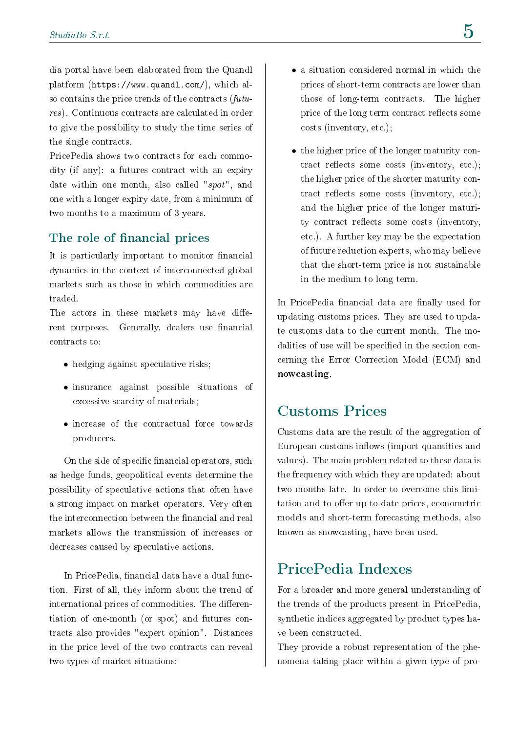dia portal have been elaborated from the Quandl platform (`https://www.quandl.com/`), which also contains the price trends of the contracts (*futures*). Continuous contracts are calculated in order to give the possibility to study the time series of the single contracts.

PricePedia shows two contracts for each commodity (if any): a futures contract with an expiry date within one month, also called "*spot*", and one with a longer expiry date, from a minimum of two months to a maximum of 3 years.

## The role of financial prices

It is particularly important to monitor financial dynamics in the context of interconnected global markets such as those in which commodities are traded.

The actors in these markets may have different purposes. Generally, dealers use financial contracts to:

- hedging against speculative risks;
- insurance against possible situations of excessive scarcity of materials;
- increase of the contractual force towards producers.

On the side of specific financial operators, such as hedge funds, geopolitical events determine the possibility of speculative actions that often have a strong impact on market operators. Very often the interconnection between the financial and real markets allows the transmission of increases or decreases caused by speculative actions.

In PricePedia, financial data have a dual function. First of all, they inform about the trend of international prices of commodities. The differentiation of one-month (or spot) and futures contracts also provides "expert opinion". Distances in the price level of the two contracts can reveal two types of market situations:

- a situation considered normal in which the prices of short-term contracts are lower than those of long-term contracts. The higher price of the long term contract reflects some costs (inventory, etc.);
- the higher price of the longer maturity contract reflects some costs (inventory, etc.); the higher price of the shorter maturity contract reflects some costs (inventory, etc.); and the higher price of the longer maturity contract reflects some costs (inventory, etc.). A further key may be the expectation of future reduction experts, who may believe that the short-term price is not sustainable in the medium to long term.

In PricePedia financial data are finally used for updating customs prices. They are used to update customs data to the current month. The modalities of use will be specified in the section concerning the Error Correction Model (ECM) and **nowcasting**.

# Customs Prices

Customs data are the result of the aggregation of European customs inflows (import quantities and values). The main problem related to these data is the frequency with which they are updated: about two months late. In order to overcome this limitation and to offer up-to-date prices, econometric models and short-term forecasting methods, also known as snowcasting, have been used.

# PricePedia Indexes

For a broader and more general understanding of the trends of the products present in PricePedia, synthetic indices aggregated by product types have been constructed.

They provide a robust representation of the phenomena taking place within a given type of pro-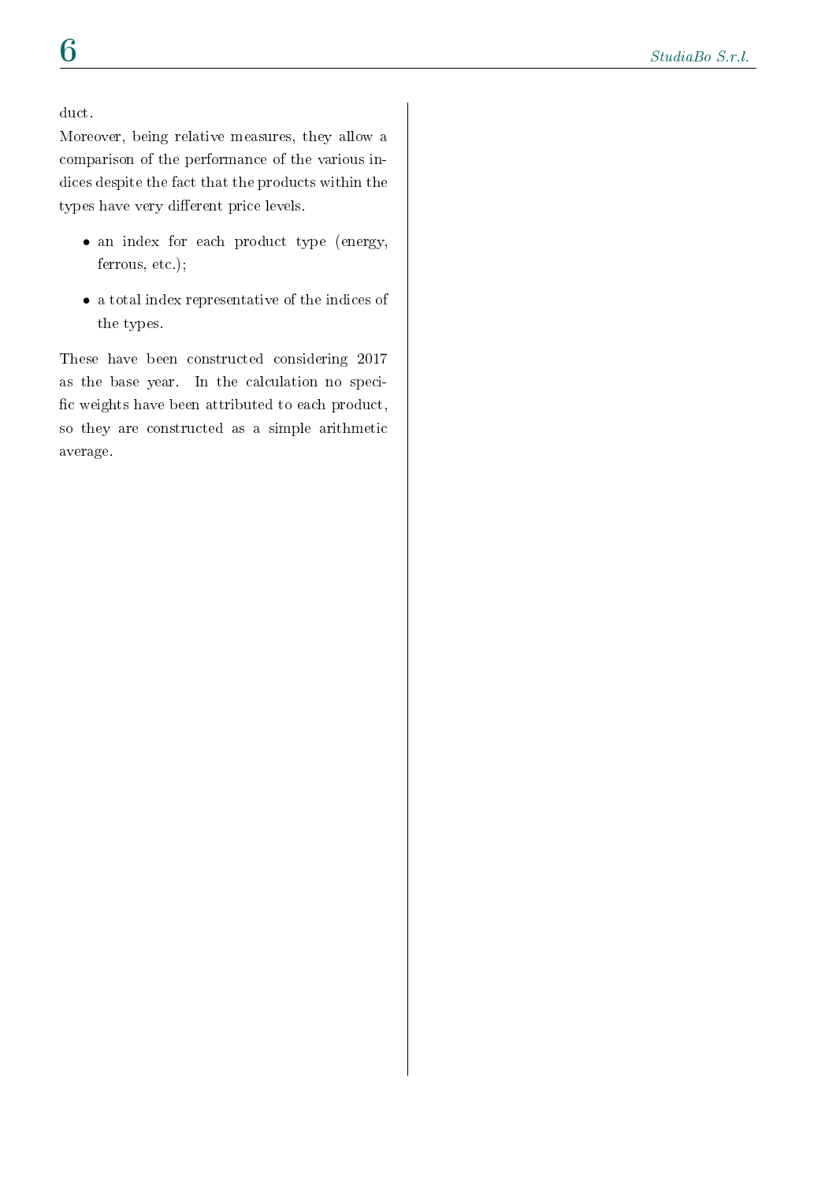duct.

Moreover, being relative measures, they allow a comparison of the performance of the various indices despite the fact that the products within the types have very different price levels.

- an index for each product type (energy, ferrous, etc.);
- a total index representative of the indices of the types.

These have been constructed considering 2017 as the base year. In the calculation no specific weights have been attributed to each product, so they are constructed as a simple arithmetic average.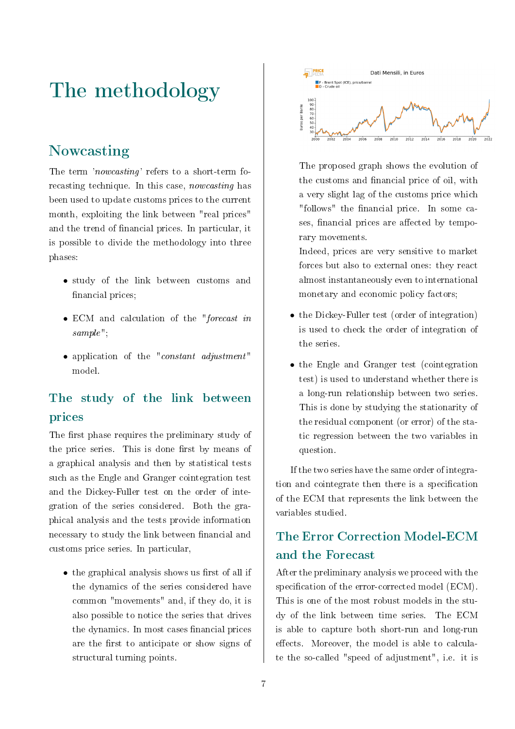# The methodology

## Nowcasting

The term '*nowcasting*' refers to a short-term forecasting technique. In this case, *nowcasting* has been used to update customs prices to the current month, exploiting the link between "real prices" and the trend of financial prices. In particular, it is possible to divide the methodology into three phases:

- study of the link between customs and financial prices;
- ECM and calculation of the "*forecast in sample*";
- application of the "*constant adjustment*" model.

## The study of the link between prices

The first phase requires the preliminary study of the price series. This is done first by means of a graphical analysis and then by statistical tests such as the Engle and Granger cointegration test and the Dickey-Fuller test on the order of integration of the series considered. Both the graphical analysis and the tests provide information necessary to study the link between financial and customs price series. In particular,

- the graphical analysis shows us first of all if the dynamics of the series considered have common "movements" and, if they do, it is also possible to notice the series that drives the dynamics. In most cases financial prices are the first to anticipate or show signs of structural turning points.

  The proposed graph shows the evolution of the customs and financial price of oil, with a very slight lag of the customs price which "follows" the financial price. In some cases, financial prices are affected by temporary movements.

  Indeed, prices are very sensitive to market forces but also to external ones: they react almost instantaneously even to international monetary and economic policy factors;

- the Dickey-Fuller test (order of integration) is used to check the order of integration of the series.

- the Engle and Granger test (cointegration test) is used to understand whether there is a long-run relationship between two series. This is done by studying the stationarity of the residual component (or error) of the static regression between the two variables in question.

If the two series have the same order of integration and cointegrate then there is a specification of the ECM that represents the link between the variables studied.

## The Error Correction Model-ECM and the Forecast

After the preliminary analysis we proceed with the specification of the error-corrected model (ECM). This is one of the most robust models in the study of the link between time series. The ECM is able to capture both short-run and long-run effects. Moreover, the model is able to calculate the so-called "speed of adjustment", i.e. it is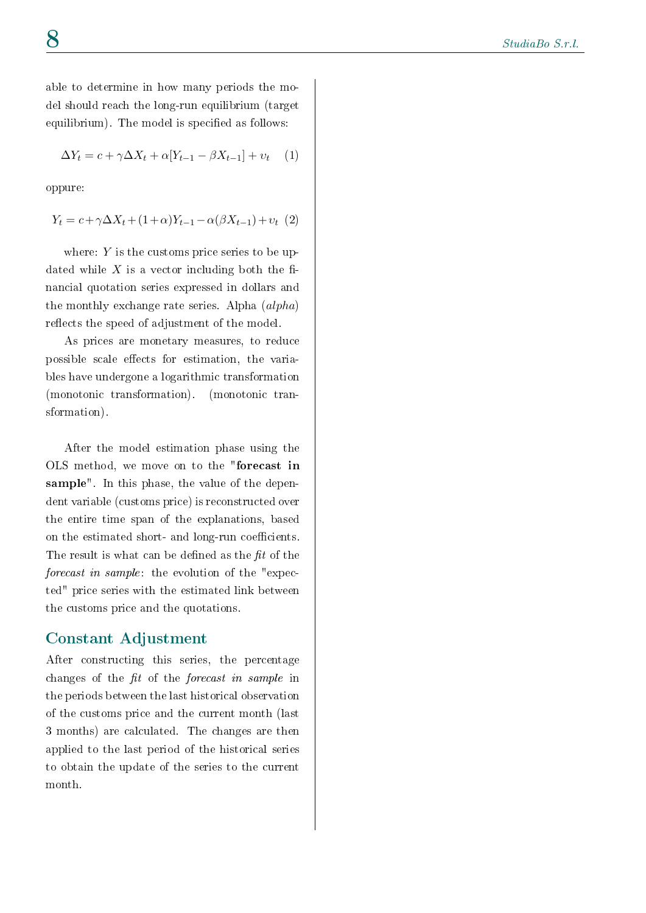able to determine in how many periods the model should reach the long-run equilibrium (target equilibrium). The model is specified as follows:

$$\Delta Y_t = c + \gamma \Delta X_t + \alpha[Y_{t-1} - \beta X_{t-1}] + \upsilon_t \quad (1)$$

oppure:

$$Y_t = c + \gamma \Delta X_t + (1+\alpha) Y_{t-1} - \alpha(\beta X_{t-1}) + \upsilon_t \quad (2)$$

where: $Y$ is the customs price series to be updated while $X$ is a vector including both the financial quotation series expressed in dollars and the monthly exchange rate series. Alpha (*alpha*) reflects the speed of adjustment of the model.

As prices are monetary measures, to reduce possible scale effects for estimation, the variables have undergone a logarithmic transformation (monotonic transformation). (monotonic transformation).

After the model estimation phase using the OLS method, we move on to the "**forecast in sample**". In this phase, the value of the dependent variable (customs price) is reconstructed over the entire time span of the explanations, based on the estimated short- and long-run coefficients. The result is what can be defined as the *fit* of the *forecast in sample*: the evolution of the "expected" price series with the estimated link between the customs price and the quotations.

## Constant Adjustment

After constructing this series, the percentage changes of the *fit* of the *forecast in sample* in the periods between the last historical observation of the customs price and the current month (last 3 months) are calculated. The changes are then applied to the last period of the historical series to obtain the update of the series to the current month.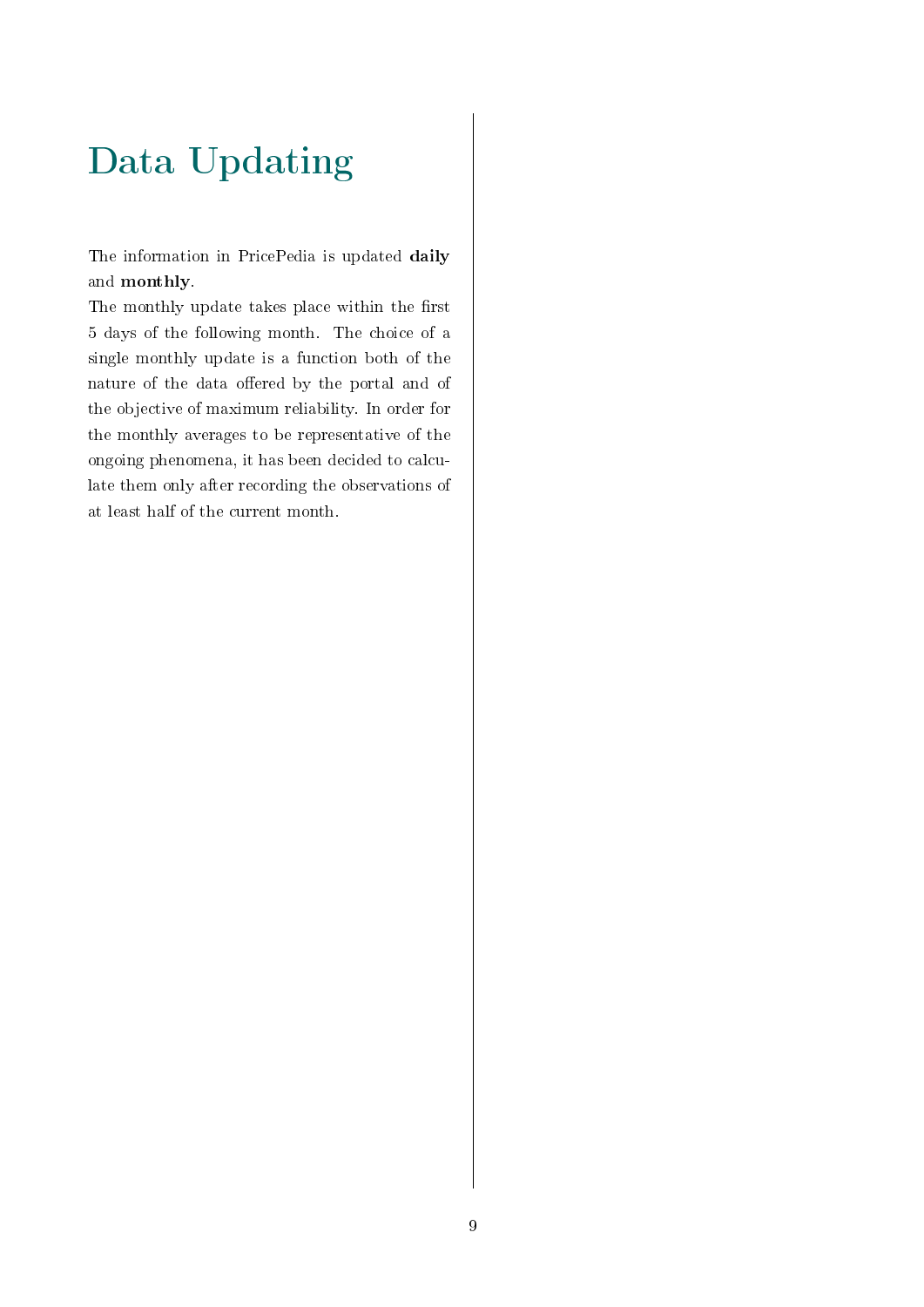# Data Updating

The information in PricePedia is updated **daily** and **monthly**.

The monthly update takes place within the first 5 days of the following month. The choice of a single monthly update is a function both of the nature of the data offered by the portal and of the objective of maximum reliability. In order for the monthly averages to be representative of the ongoing phenomena, it has been decided to calculate them only after recording the observations of at least half of the current month.